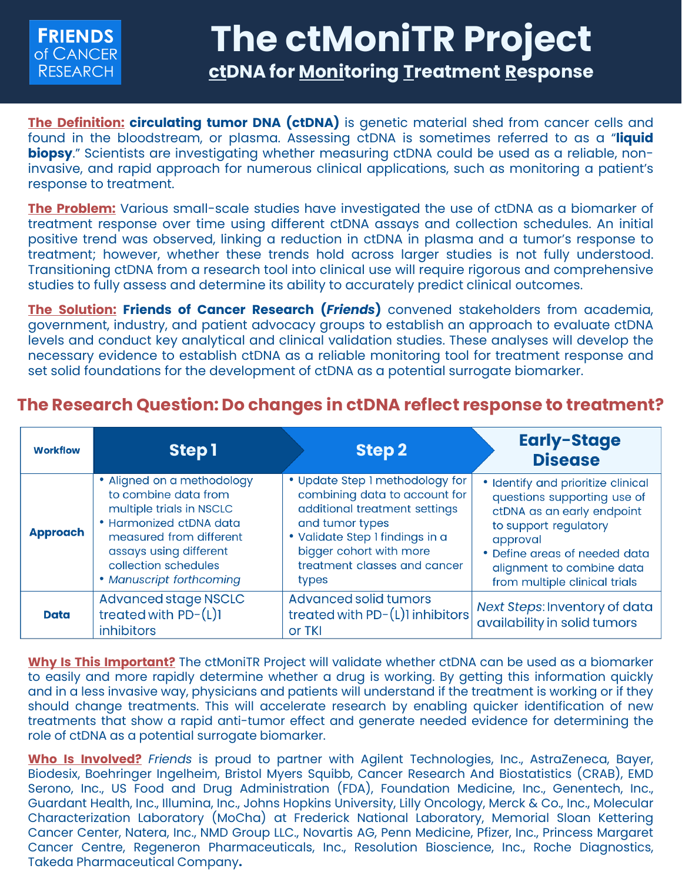# The ctMoniTR Project

## ctDNA for Monitoring Treatment Response

**The Definition:** **circulating tumor DNA (ctDNA)** is genetic material shed from cancer cells and found in the bloodstream, or plasma. Assessing ctDNA is sometimes referred to as a "**liquid biopsy**." Scientists are investigating whether measuring ctDNA could be used as a reliable, non-invasive, and rapid approach for numerous clinical applications, such as monitoring a patient's response to treatment.

**The Problem:** Various small-scale studies have investigated the use of ctDNA as a biomarker of treatment response over time using different ctDNA assays and collection schedules. An initial positive trend was observed, linking a reduction in ctDNA in plasma and a tumor's response to treatment; however, whether these trends hold across larger studies is not fully understood. Transitioning ctDNA from a research tool into clinical use will require rigorous and comprehensive studies to fully assess and determine its ability to accurately predict clinical outcomes.

**The Solution:** **Friends of Cancer Research (*Friends*)** convened stakeholders from academia, government, industry, and patient advocacy groups to establish an approach to evaluate ctDNA levels and conduct key analytical and clinical validation studies. These analyses will develop the necessary evidence to establish ctDNA as a reliable monitoring tool for treatment response and set solid foundations for the development of ctDNA as a potential surrogate biomarker.

## The Research Question: Do changes in ctDNA reflect response to treatment?

| Workflow | Step 1 | Step 2 | Early-Stage Disease |
|---|---|---|---|
| **Approach** | • Aligned on a methodology to combine data from multiple trials in NSCLC<br>• Harmonized ctDNA data measured from different assays using different collection schedules<br>• *Manuscript forthcoming* | • Update Step 1 methodology for combining data to account for additional treatment settings and tumor types<br>• Validate Step 1 findings in a bigger cohort with more treatment classes and cancer types | • Identify and prioritize clinical questions supporting use of ctDNA as an early endpoint to support regulatory approval<br>• Define areas of needed data alignment to combine data from multiple clinical trials |
| **Data** | Advanced stage NSCLC treated with PD-(L)1 inhibitors | Advanced solid tumors treated with PD-(L)1 inhibitors or TKI | *Next Steps*: Inventory of data availability in solid tumors |

**Why Is This Important?** The ctMoniTR Project will validate whether ctDNA can be used as a biomarker to easily and more rapidly determine whether a drug is working. By getting this information quickly and in a less invasive way, physicians and patients will understand if the treatment is working or if they should change treatments. This will accelerate research by enabling quicker identification of new treatments that show a rapid anti-tumor effect and generate needed evidence for determining the role of ctDNA as a potential surrogate biomarker.

**Who Is Involved?** *Friends* is proud to partner with Agilent Technologies, Inc., AstraZeneca, Bayer, Biodesix, Boehringer Ingelheim, Bristol Myers Squibb, Cancer Research And Biostatistics (CRAB), EMD Serono, Inc., US Food and Drug Administration (FDA), Foundation Medicine, Inc., Genentech, Inc., Guardant Health, Inc., Illumina, Inc., Johns Hopkins University, Lilly Oncology, Merck & Co., Inc., Molecular Characterization Laboratory (MoCha) at Frederick National Laboratory, Memorial Sloan Kettering Cancer Center, Natera, Inc., NMD Group LLC., Novartis AG, Penn Medicine, Pfizer, Inc., Princess Margaret Cancer Centre, Regeneron Pharmaceuticals, Inc., Resolution Bioscience, Inc., Roche Diagnostics, Takeda Pharmaceutical Company.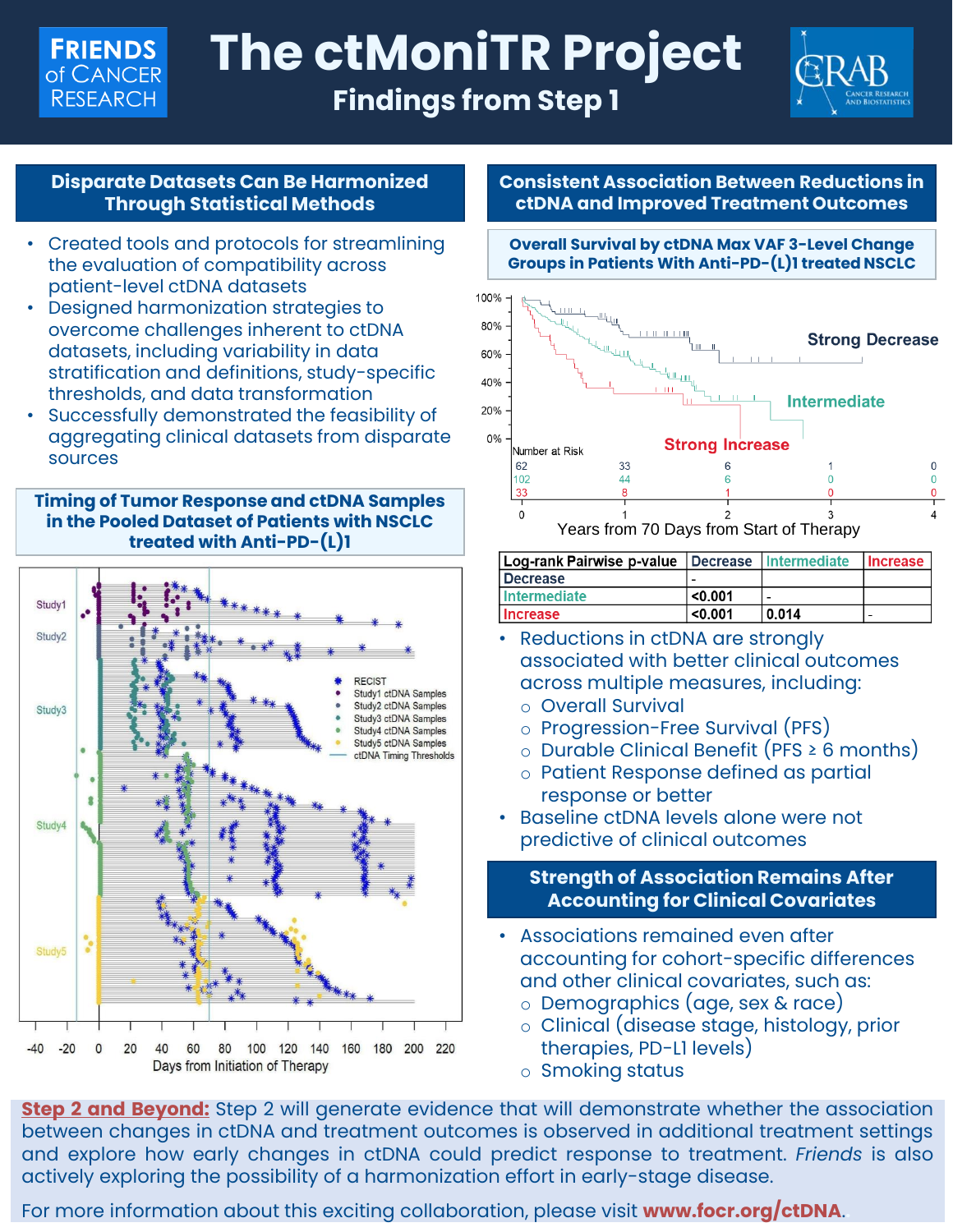# The ctMoniTR Project

## Findings from Step 1

FRIENDS of CANCER RESEARCH

CRAB CANCER RESEARCH AND BIOSTATISTICS

## Disparate Datasets Can Be Harmonized Through Statistical Methods

- Created tools and protocols for streamlining the evaluation of compatibility across patient-level ctDNA datasets
- Designed harmonization strategies to overcome challenges inherent to ctDNA datasets, including variability in data stratification and definitions, study-specific thresholds, and data transformation
- Successfully demonstrated the feasibility of aggregating clinical datasets from disparate sources

## Timing of Tumor Response and ctDNA Samples in the Pooled Dataset of Patients with NSCLC treated with Anti-PD-(L)1

Study1
Study2
Study3
Study4
Study5

RECIST
Study1 ctDNA Samples
Study2 ctDNA Samples
Study3 ctDNA Samples
Study4 ctDNA Samples
Study5 ctDNA Samples
ctDNA Timing Thresholds

-40 -20 0 20 40 60 80 100 120 140 160 180 200 220
Days from Initiation of Therapy

## Consistent Association Between Reductions in ctDNA and Improved Treatment Outcomes

### Overall Survival by ctDNA Max VAF 3-Level Change Groups in Patients With Anti-PD-(L)1 treated NSCLC

100%
80%
60%
40%
20%
0%

Strong Decrease
Intermediate
Strong Increase

Number at Risk
62 33 6 1 0
102 44 6 0 0
33 8 1 0 0

0 1 2 3 4
Years from 70 Days from Start of Therapy

| Log-rank Pairwise p-value | Decrease | Intermediate | Increase |
|---|---|---|---|
| Decrease | - | | |
| Intermediate | <0.001 | - | |
| Increase | <0.001 | 0.014 | - |

- Reductions in ctDNA are strongly associated with better clinical outcomes across multiple measures, including:
  - Overall Survival
  - Progression-Free Survival (PFS)
  - Durable Clinical Benefit (PFS ≥ 6 months)
  - Patient Response defined as partial response or better
- Baseline ctDNA levels alone were not predictive of clinical outcomes

## Strength of Association Remains After Accounting for Clinical Covariates

- Associations remained even after accounting for cohort-specific differences and other clinical covariates, such as:
  - Demographics (age, sex & race)
  - Clinical (disease stage, histology, prior therapies, PD-L1 levels)
  - Smoking status

**Step 2 and Beyond:** Step 2 will generate evidence that will demonstrate whether the association between changes in ctDNA and treatment outcomes is observed in additional treatment settings and explore how early changes in ctDNA could predict response to treatment. *Friends* is also actively exploring the possibility of a harmonization effort in early-stage disease.

For more information about this exciting collaboration, please visit **www.focr.org/ctDNA**.